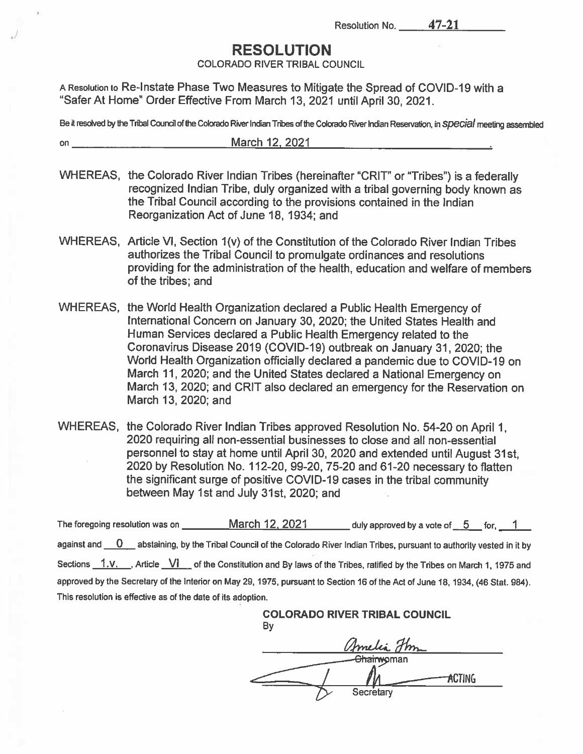Resolution No. 47-21

# RESOLUTION

COLORADO RIVER TRIBAL COUNCIL

A Resolution to Re-Instate Phase Two Measures to Mitigate the Spread of COVID-19 with a "Safer At Home" Order Effective From March 13, 2021 until April 30, 2021.

Be it resolved by the Tribal Council of the Colorado River Indian Tribes of the Colorado River Indian Reservation, in *special* meeting assembled on March 12, 2021.

WHEREAS, the Colorado River Indian Tribes (hereinafter "CRIT" or "Tribes") is a federally recognized Indian Tribe, duly organized with a tribal governing body known as the Tribal Council according to the provisions contained in the Indian Reorganization Act of June 18, 1934; and

WHEREAS, Article VI, Section 1(v) of the Constitution of the Colorado River Indian Tribes authorizes the Tribal Council to promulgate ordinances and resolutions providing for the administration of the health, education and welfare of members of the tribes; and

WHEREAS, the World Health Organization declared a Public Health Emergency of International Concern on January 30, 2020; the United States Health and Human Services declared a Public Health Emergency related to the Coronavirus Disease 2019 (COVID-19) outbreak on January 31, 2020; the World Health Organization officially declared a pandemic due to COVID-19 on March 11, 2020; and the United States declared a National Emergency on March 13, 2020; and CRIT also declared an emergency for the Reservation on March 13, 2020; and

WHEREAS, the Colorado River Indian Tribes approved Resolution No. 54-20 on April 1, 2020 requiring all non-essential businesses to close and all non-essential personnel to stay at home until April 30, 2020 and extended until August 31st, 2020 by Resolution No. 112-20, 99-20, 75-20 and 61-20 necessary to flatten the significant surge of positive COVID-19 cases in the tribal community between May 1st and July 31st, 2020; and

The foregoing resolution was on March 12, 2021 duly approved by a vote of 5 for, 1 against and 0 abstaining, by the Tribal Council of the Colorado River Indian Tribes, pursuant to authority vested in it by Sections 1.v., Article VI of the Constitution and By laws of the Tribes, ratified by the Tribes on March 1, 1975 and approved by the Secretary of the Interior on May 29, 1975, pursuant to Section 16 of the Act of June 18, 1934, (46 Stat. 984). This resolution is effective as of the date of its adoption.

**COLORADO RIVER TRIBAL COUNCIL**

By

Amelia Flores
~~Chairwoman~~

ACTING Secretary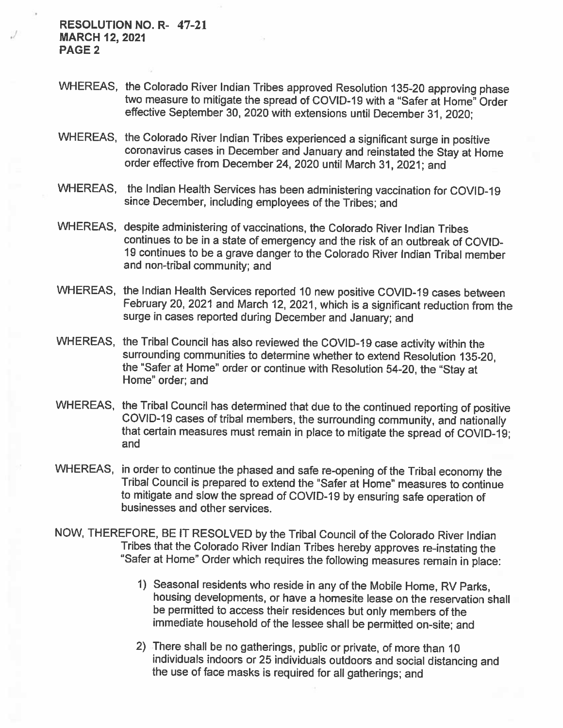WHEREAS, the Colorado River Indian Tribes approved Resolution 135-20 approving phase two measure to mitigate the spread of COVID-19 with a "Safer at Home" Order effective September 30, 2020 with extensions until December 31, 2020;

WHEREAS, the Colorado River Indian Tribes experienced a significant surge in positive coronavirus cases in December and January and reinstated the Stay at Home order effective from December 24, 2020 until March 31, 2021; and

WHEREAS, the Indian Health Services has been administering vaccination for COVID-19 since December, including employees of the Tribes; and

WHEREAS, despite administering of vaccinations, the Colorado River Indian Tribes continues to be in a state of emergency and the risk of an outbreak of COVID-19 continues to be a grave danger to the Colorado River Indian Tribal member and non-tribal community; and

WHEREAS, the Indian Health Services reported 10 new positive COVID-19 cases between February 20, 2021 and March 12, 2021, which is a significant reduction from the surge in cases reported during December and January; and

WHEREAS, the Tribal Council has also reviewed the COVID-19 case activity within the surrounding communities to determine whether to extend Resolution 135-20, the "Safer at Home" order or continue with Resolution 54-20, the "Stay at Home" order; and

WHEREAS, the Tribal Council has determined that due to the continued reporting of positive COVID-19 cases of tribal members, the surrounding community, and nationally that certain measures must remain in place to mitigate the spread of COVID-19; and

WHEREAS, in order to continue the phased and safe re-opening of the Tribal economy the Tribal Council is prepared to extend the "Safer at Home" measures to continue to mitigate and slow the spread of COVID-19 by ensuring safe operation of businesses and other services.

NOW, THEREFORE, BE IT RESOLVED by the Tribal Council of the Colorado River Indian Tribes that the Colorado River Indian Tribes hereby approves re-instating the "Safer at Home" Order which requires the following measures remain in place:

1) Seasonal residents who reside in any of the Mobile Home, RV Parks, housing developments, or have a homesite lease on the reservation shall be permitted to access their residences but only members of the immediate household of the lessee shall be permitted on-site; and

2) There shall be no gatherings, public or private, of more than 10 individuals indoors or 25 individuals outdoors and social distancing and the use of face masks is required for all gatherings; and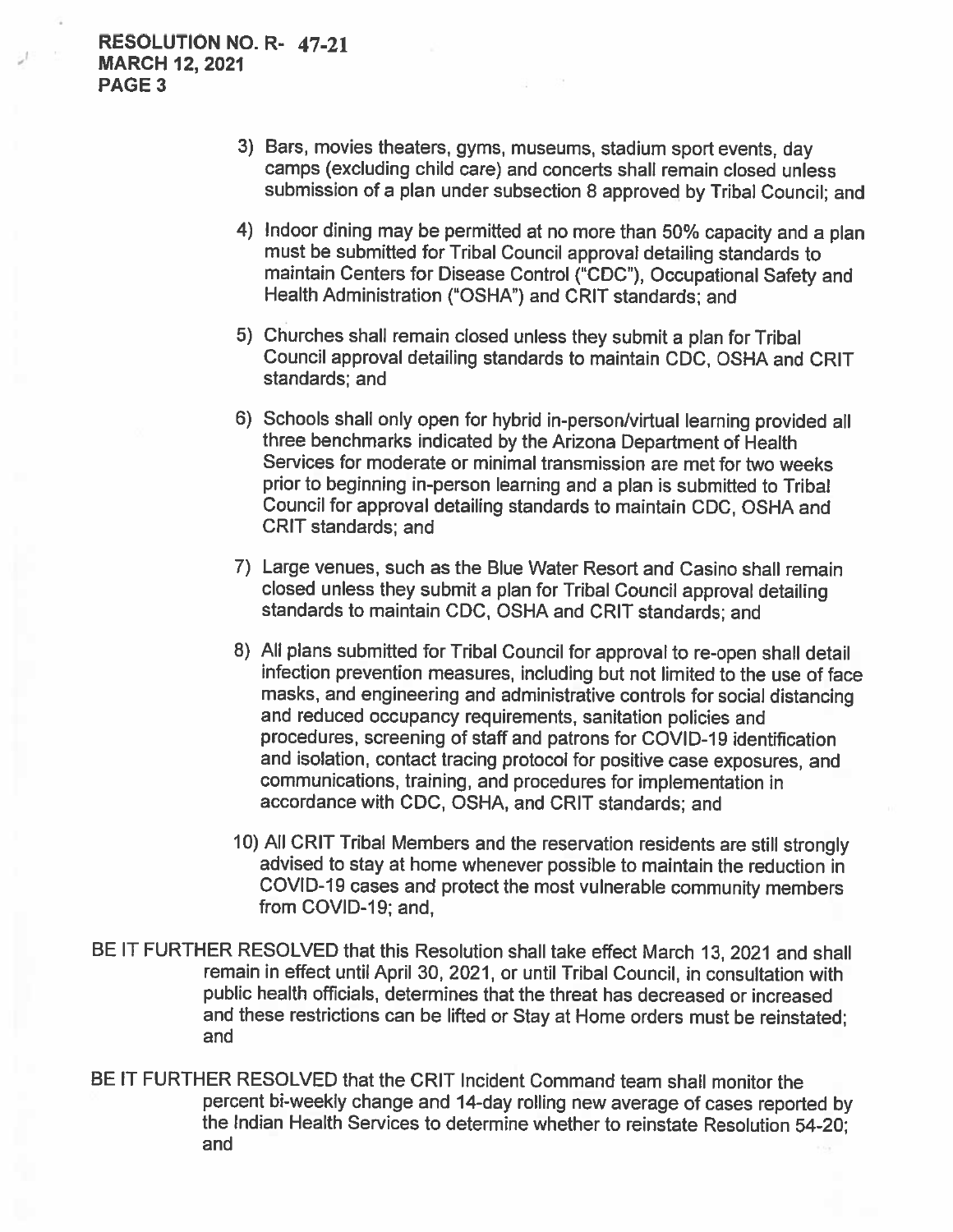3) Bars, movies theaters, gyms, museums, stadium sport events, day camps (excluding child care) and concerts shall remain closed unless submission of a plan under subsection 8 approved by Tribal Council; and

4) Indoor dining may be permitted at no more than 50% capacity and a plan must be submitted for Tribal Council approval detailing standards to maintain Centers for Disease Control ("CDC"), Occupational Safety and Health Administration ("OSHA") and CRIT standards; and

5) Churches shall remain closed unless they submit a plan for Tribal Council approval detailing standards to maintain CDC, OSHA and CRIT standards; and

6) Schools shall only open for hybrid in-person/virtual learning provided all three benchmarks indicated by the Arizona Department of Health Services for moderate or minimal transmission are met for two weeks prior to beginning in-person learning and a plan is submitted to Tribal Council for approval detailing standards to maintain CDC, OSHA and CRIT standards; and

7) Large venues, such as the Blue Water Resort and Casino shall remain closed unless they submit a plan for Tribal Council approval detailing standards to maintain CDC, OSHA and CRIT standards; and

8) All plans submitted for Tribal Council for approval to re-open shall detail infection prevention measures, including but not limited to the use of face masks, and engineering and administrative controls for social distancing and reduced occupancy requirements, sanitation policies and procedures, screening of staff and patrons for COVID-19 identification and isolation, contact tracing protocol for positive case exposures, and communications, training, and procedures for implementation in accordance with CDC, OSHA, and CRIT standards; and

10) All CRIT Tribal Members and the reservation residents are still strongly advised to stay at home whenever possible to maintain the reduction in COVID-19 cases and protect the most vulnerable community members from COVID-19; and,

BE IT FURTHER RESOLVED that this Resolution shall take effect March 13, 2021 and shall remain in effect until April 30, 2021, or until Tribal Council, in consultation with public health officials, determines that the threat has decreased or increased and these restrictions can be lifted or Stay at Home orders must be reinstated; and

BE IT FURTHER RESOLVED that the CRIT Incident Command team shall monitor the percent bi-weekly change and 14-day rolling new average of cases reported by the Indian Health Services to determine whether to reinstate Resolution 54-20; and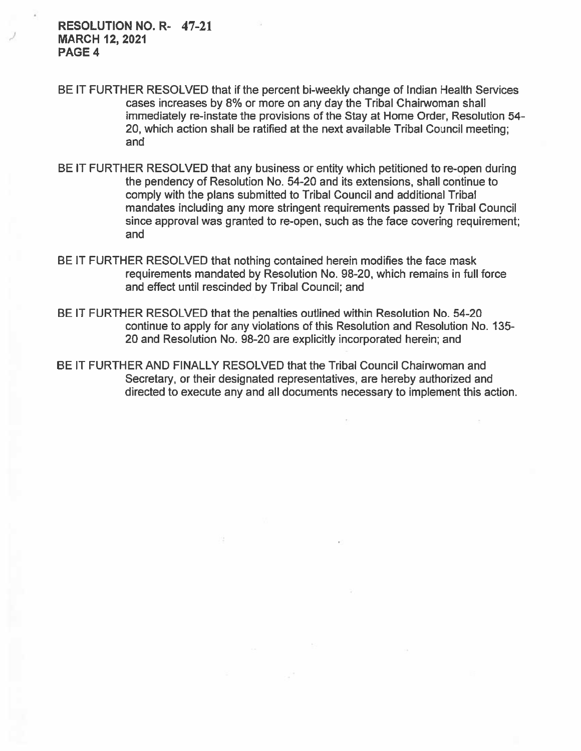BE IT FURTHER RESOLVED that if the percent bi-weekly change of Indian Health Services cases increases by 8% or more on any day the Tribal Chairwoman shall immediately re-instate the provisions of the Stay at Home Order, Resolution 54-20, which action shall be ratified at the next available Tribal Council meeting; and

BE IT FURTHER RESOLVED that any business or entity which petitioned to re-open during the pendency of Resolution No. 54-20 and its extensions, shall continue to comply with the plans submitted to Tribal Council and additional Tribal mandates including any more stringent requirements passed by Tribal Council since approval was granted to re-open, such as the face covering requirement; and

BE IT FURTHER RESOLVED that nothing contained herein modifies the face mask requirements mandated by Resolution No. 98-20, which remains in full force and effect until rescinded by Tribal Council; and

BE IT FURTHER RESOLVED that the penalties outlined within Resolution No. 54-20 continue to apply for any violations of this Resolution and Resolution No. 135-20 and Resolution No. 98-20 are explicitly incorporated herein; and

BE IT FURTHER AND FINALLY RESOLVED that the Tribal Council Chairwoman and Secretary, or their designated representatives, are hereby authorized and directed to execute any and all documents necessary to implement this action.